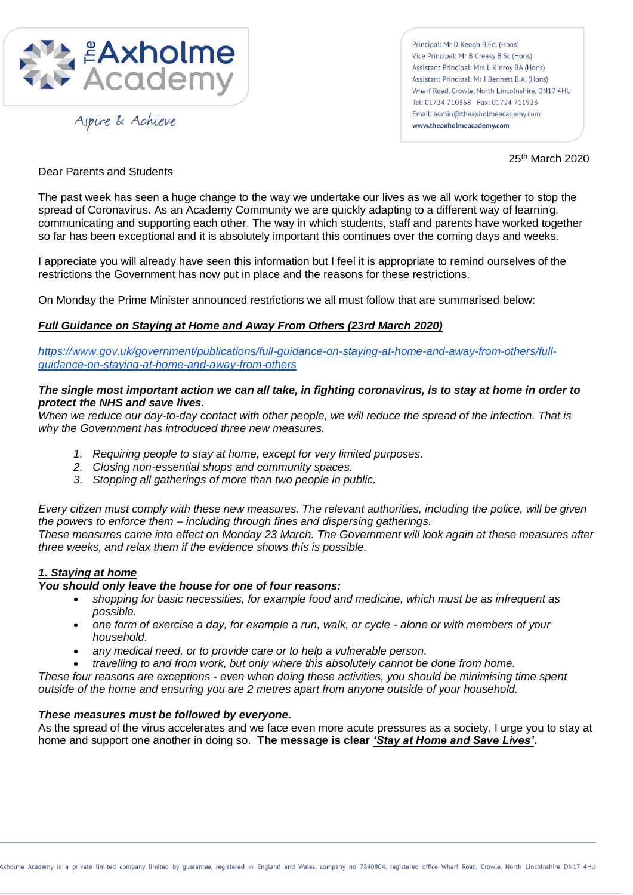# The Axholme Academy

Aspire & Achieve

Principal: Mr D Keogh B.Ed. (Hons)
Vice Principal: Mr B Creasy B.Sc (Hons)
Assistant Principal: Mrs L Kinroy BA (Hons)
Assistant Principal: Mr J Bennett B.A. (Hons)
Wharf Road, Crowle, North Lincolnshire, DN17 4HU
Tel: 01724 710368 Fax: 01724 711923
Email: admin@theaxholmeacademy.com
**www.theaxholmeacademy.com**

25th March 2020

Dear Parents and Students

The past week has seen a huge change to the way we undertake our lives as we all work together to stop the spread of Coronavirus. As an Academy Community we are quickly adapting to a different way of learning, communicating and supporting each other. The way in which students, staff and parents have worked together so far has been exceptional and it is absolutely important this continues over the coming days and weeks.

I appreciate you will already have seen this information but I feel it is appropriate to remind ourselves of the restrictions the Government has now put in place and the reasons for these restrictions.

On Monday the Prime Minister announced restrictions we all must follow that are summarised below:

***Full Guidance on Staying at Home and Away From Others (23rd March 2020)***

*https://www.gov.uk/government/publications/full-guidance-on-staying-at-home-and-away-from-others/full-guidance-on-staying-at-home-and-away-from-others*

***The single most important action we can all take, in fighting coronavirus, is to stay at home in order to protect the NHS and save lives.***
*When we reduce our day-to-day contact with other people, we will reduce the spread of the infection. That is why the Government has introduced three new measures.*

1. *Requiring people to stay at home, except for very limited purposes.*
2. *Closing non-essential shops and community spaces.*
3. *Stopping all gatherings of more than two people in public.*

*Every citizen must comply with these new measures. The relevant authorities, including the police, will be given the powers to enforce them – including through fines and dispersing gatherings.*
*These measures came into effect on Monday 23 March. The Government will look again at these measures after three weeks, and relax them if the evidence shows this is possible.*

***1. Staying at home***

***You should only leave the house for one of four reasons:***

- *shopping for basic necessities, for example food and medicine, which must be as infrequent as possible.*
- *one form of exercise a day, for example a run, walk, or cycle - alone or with members of your household.*
- *any medical need, or to provide care or to help a vulnerable person.*
- *travelling to and from work, but only where this absolutely cannot be done from home.*

*These four reasons are exceptions - even when doing these activities, you should be minimising time spent outside of the home and ensuring you are 2 metres apart from anyone outside of your household.*

***These measures must be followed by everyone.***
As the spread of the virus accelerates and we face even more acute pressures as a society, I urge you to stay at home and support one another in doing so. **The message is clear *'Stay at Home and Save Lives'*.**

Axholme Academy is a private limited company limited by guarantee, registered in England and Wales, company no 7840804, registered office Wharf Road, Crowle, North Lincolnshire DN17 4HU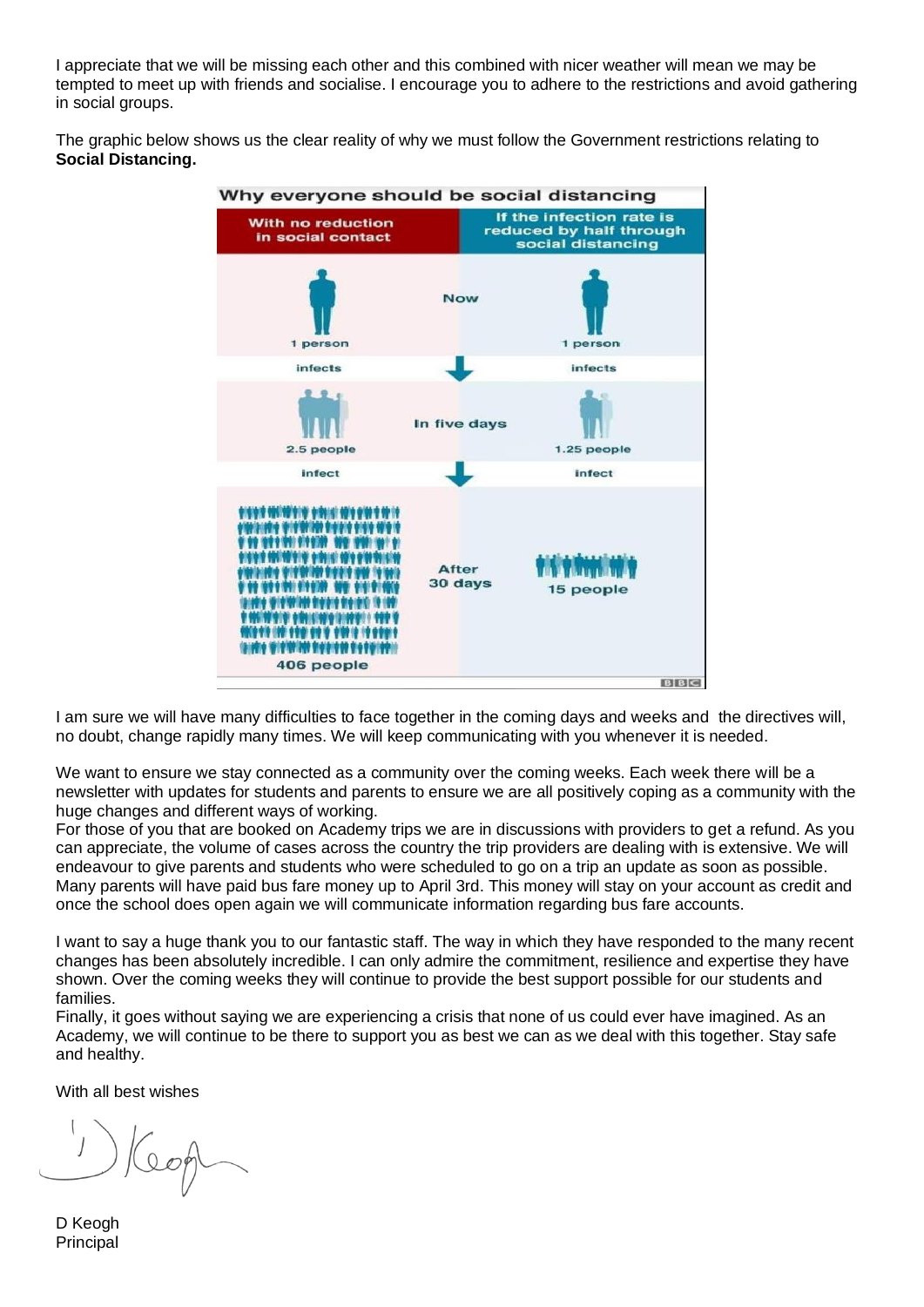I appreciate that we will be missing each other and this combined with nicer weather will mean we may be tempted to meet up with friends and socialise. I encourage you to adhere to the restrictions and avoid gathering in social groups.

The graphic below shows us the clear reality of why we must follow the Government restrictions relating to **Social Distancing.**

Why everyone should be social distancing

With no reduction in social contact

If the infection rate is reduced by half through social distancing

Now

1 person

1 person

infects

infects

In five days

2.5 people

1.25 people

infect

infect

After 30 days

406 people

15 people

BBC

I am sure we will have many difficulties to face together in the coming days and weeks and the directives will, no doubt, change rapidly many times. We will keep communicating with you whenever it is needed.

We want to ensure we stay connected as a community over the coming weeks. Each week there will be a newsletter with updates for students and parents to ensure we are all positively coping as a community with the huge changes and different ways of working.
For those of you that are booked on Academy trips we are in discussions with providers to get a refund. As you can appreciate, the volume of cases across the country the trip providers are dealing with is extensive. We will endeavour to give parents and students who were scheduled to go on a trip an update as soon as possible.
Many parents will have paid bus fare money up to April 3rd. This money will stay on your account as credit and once the school does open again we will communicate information regarding bus fare accounts.

I want to say a huge thank you to our fantastic staff. The way in which they have responded to the many recent changes has been absolutely incredible. I can only admire the commitment, resilience and expertise they have shown. Over the coming weeks they will continue to provide the best support possible for our students and families.
Finally, it goes without saying we are experiencing a crisis that none of us could ever have imagined. As an Academy, we will continue to be there to support you as best we can as we deal with this together. Stay safe and healthy.

With all best wishes

D Keogh
Principal